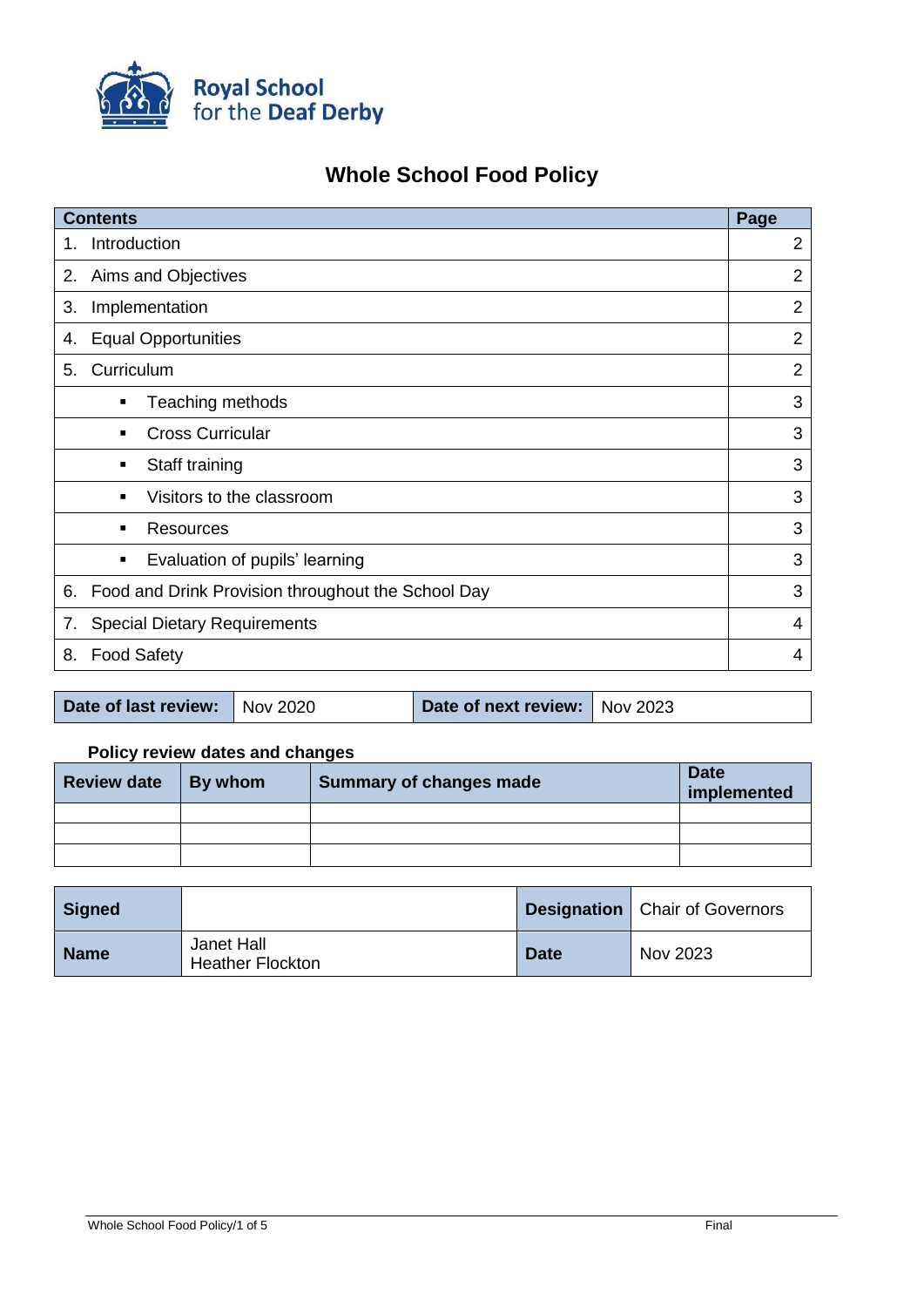Royal School for the Deaf Derby

# Whole School Food Policy

| Contents | Page |
|---|---|
| 1. Introduction | 2 |
| 2. Aims and Objectives | 2 |
| 3. Implementation | 2 |
| 4. Equal Opportunities | 2 |
| 5. Curriculum | 2 |
| ▪ Teaching methods | 3 |
| ▪ Cross Curricular | 3 |
| ▪ Staff training | 3 |
| ▪ Visitors to the classroom | 3 |
| ▪ Resources | 3 |
| ▪ Evaluation of pupils' learning | 3 |
| 6. Food and Drink Provision throughout the School Day | 3 |
| 7. Special Dietary Requirements | 4 |
| 8. Food Safety | 4 |

| Date of last review: | Nov 2020 | Date of next review: | Nov 2023 |
|---|---|---|---|

**Policy review dates and changes**

| Review date | By whom | Summary of changes made | Date implemented |
|---|---|---|---|
| | | | |
| | | | |
| | | | |

| Signed | | Designation | Chair of Governors |
|---|---|---|---|
| Name | Janet Hall<br>Heather Flockton | Date | Nov 2023 |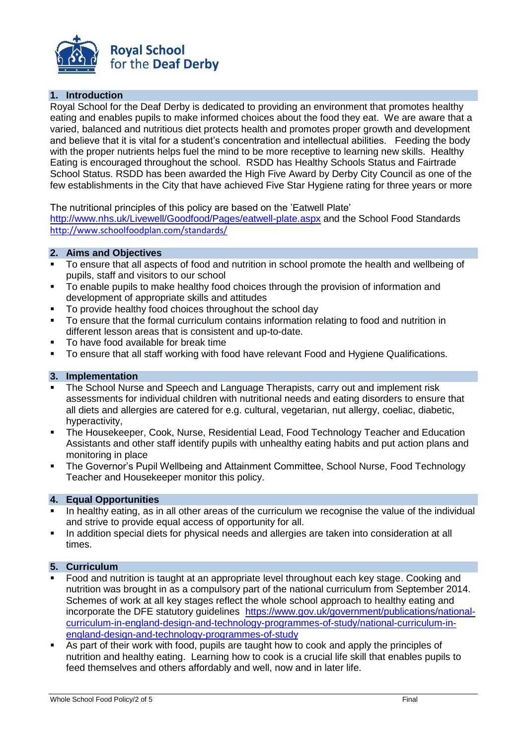Royal School for the Deaf Derby

## 1. Introduction

Royal School for the Deaf Derby is dedicated to providing an environment that promotes healthy eating and enables pupils to make informed choices about the food they eat. We are aware that a varied, balanced and nutritious diet protects health and promotes proper growth and development and believe that it is vital for a student's concentration and intellectual abilities. Feeding the body with the proper nutrients helps fuel the mind to be more receptive to learning new skills. Healthy Eating is encouraged throughout the school. RSDD has Healthy Schools Status and Fairtrade School Status. RSDD has been awarded the High Five Award by Derby City Council as one of the few establishments in the City that have achieved Five Star Hygiene rating for three years or more

The nutritional principles of this policy are based on the 'Eatwell Plate' http://www.nhs.uk/Livewell/Goodfood/Pages/eatwell-plate.aspx and the School Food Standards http://www.schoolfoodplan.com/standards/

## 2. Aims and Objectives

- To ensure that all aspects of food and nutrition in school promote the health and wellbeing of pupils, staff and visitors to our school
- To enable pupils to make healthy food choices through the provision of information and development of appropriate skills and attitudes
- To provide healthy food choices throughout the school day
- To ensure that the formal curriculum contains information relating to food and nutrition in different lesson areas that is consistent and up-to-date.
- To have food available for break time
- To ensure that all staff working with food have relevant Food and Hygiene Qualifications.

## 3. Implementation

- The School Nurse and Speech and Language Therapists, carry out and implement risk assessments for individual children with nutritional needs and eating disorders to ensure that all diets and allergies are catered for e.g. cultural, vegetarian, nut allergy, coeliac, diabetic, hyperactivity,
- The Housekeeper, Cook, Nurse, Residential Lead, Food Technology Teacher and Education Assistants and other staff identify pupils with unhealthy eating habits and put action plans and monitoring in place
- The Governor's Pupil Wellbeing and Attainment Committee, School Nurse, Food Technology Teacher and Housekeeper monitor this policy.

## 4. Equal Opportunities

- In healthy eating, as in all other areas of the curriculum we recognise the value of the individual and strive to provide equal access of opportunity for all.
- In addition special diets for physical needs and allergies are taken into consideration at all times.

## 5. Curriculum

- Food and nutrition is taught at an appropriate level throughout each key stage. Cooking and nutrition was brought in as a compulsory part of the national curriculum from September 2014. Schemes of work at all key stages reflect the whole school approach to healthy eating and incorporate the DFE statutory guidelines https://www.gov.uk/government/publications/national-curriculum-in-england-design-and-technology-programmes-of-study/national-curriculum-in-england-design-and-technology-programmes-of-study
- As part of their work with food, pupils are taught how to cook and apply the principles of nutrition and healthy eating. Learning how to cook is a crucial life skill that enables pupils to feed themselves and others affordably and well, now and in later life.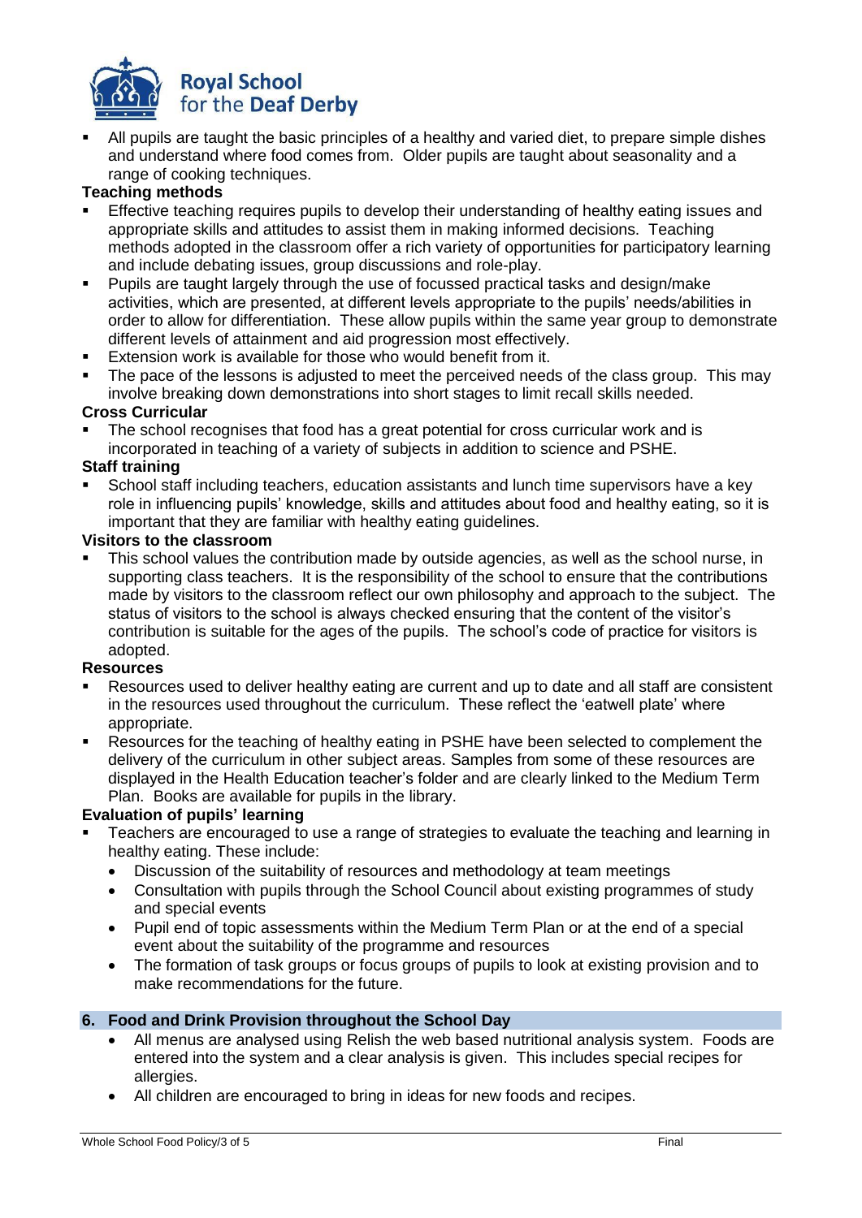- All pupils are taught the basic principles of a healthy and varied diet, to prepare simple dishes and understand where food comes from. Older pupils are taught about seasonality and a range of cooking techniques.

**Teaching methods**

- Effective teaching requires pupils to develop their understanding of healthy eating issues and appropriate skills and attitudes to assist them in making informed decisions. Teaching methods adopted in the classroom offer a rich variety of opportunities for participatory learning and include debating issues, group discussions and role-play.
- Pupils are taught largely through the use of focussed practical tasks and design/make activities, which are presented, at different levels appropriate to the pupils' needs/abilities in order to allow for differentiation. These allow pupils within the same year group to demonstrate different levels of attainment and aid progression most effectively.
- Extension work is available for those who would benefit from it.
- The pace of the lessons is adjusted to meet the perceived needs of the class group. This may involve breaking down demonstrations into short stages to limit recall skills needed.

**Cross Curricular**

- The school recognises that food has a great potential for cross curricular work and is incorporated in teaching of a variety of subjects in addition to science and PSHE.

**Staff training**

- School staff including teachers, education assistants and lunch time supervisors have a key role in influencing pupils' knowledge, skills and attitudes about food and healthy eating, so it is important that they are familiar with healthy eating guidelines.

**Visitors to the classroom**

- This school values the contribution made by outside agencies, as well as the school nurse, in supporting class teachers. It is the responsibility of the school to ensure that the contributions made by visitors to the classroom reflect our own philosophy and approach to the subject. The status of visitors to the school is always checked ensuring that the content of the visitor's contribution is suitable for the ages of the pupils. The school's code of practice for visitors is adopted.

**Resources**

- Resources used to deliver healthy eating are current and up to date and all staff are consistent in the resources used throughout the curriculum. These reflect the 'eatwell plate' where appropriate.
- Resources for the teaching of healthy eating in PSHE have been selected to complement the delivery of the curriculum in other subject areas. Samples from some of these resources are displayed in the Health Education teacher's folder and are clearly linked to the Medium Term Plan. Books are available for pupils in the library.

**Evaluation of pupils' learning**

- Teachers are encouraged to use a range of strategies to evaluate the teaching and learning in healthy eating. These include:
  - Discussion of the suitability of resources and methodology at team meetings
  - Consultation with pupils through the School Council about existing programmes of study and special events
  - Pupil end of topic assessments within the Medium Term Plan or at the end of a special event about the suitability of the programme and resources
  - The formation of task groups or focus groups of pupils to look at existing provision and to make recommendations for the future.

## 6. Food and Drink Provision throughout the School Day

- All menus are analysed using Relish the web based nutritional analysis system. Foods are entered into the system and a clear analysis is given. This includes special recipes for allergies.
- All children are encouraged to bring in ideas for new foods and recipes.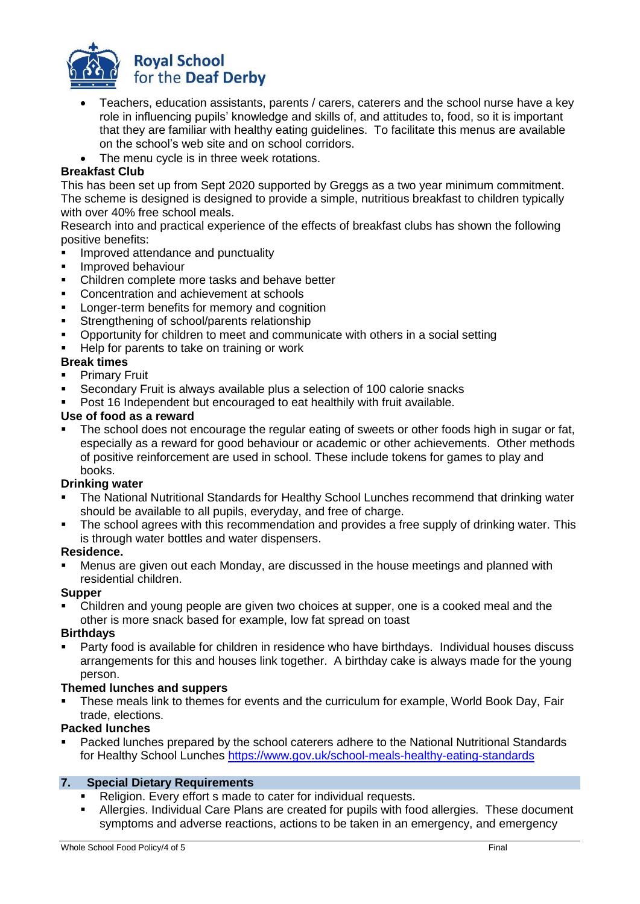- Teachers, education assistants, parents / carers, caterers and the school nurse have a key role in influencing pupils' knowledge and skills of, and attitudes to, food, so it is important that they are familiar with healthy eating guidelines. To facilitate this menus are available on the school's web site and on school corridors.
- The menu cycle is in three week rotations.

**Breakfast Club**

This has been set up from Sept 2020 supported by Greggs as a two year minimum commitment. The scheme is designed is designed to provide a simple, nutritious breakfast to children typically with over 40% free school meals.

Research into and practical experience of the effects of breakfast clubs has shown the following positive benefits:

- Improved attendance and punctuality
- Improved behaviour
- Children complete more tasks and behave better
- Concentration and achievement at schools
- Longer-term benefits for memory and cognition
- Strengthening of school/parents relationship
- Opportunity for children to meet and communicate with others in a social setting
- Help for parents to take on training or work

**Break times**

- Primary Fruit
- Secondary Fruit is always available plus a selection of 100 calorie snacks
- Post 16 Independent but encouraged to eat healthily with fruit available.

**Use of food as a reward**

- The school does not encourage the regular eating of sweets or other foods high in sugar or fat, especially as a reward for good behaviour or academic or other achievements. Other methods of positive reinforcement are used in school. These include tokens for games to play and books.

**Drinking water**

- The National Nutritional Standards for Healthy School Lunches recommend that drinking water should be available to all pupils, everyday, and free of charge.
- The school agrees with this recommendation and provides a free supply of drinking water. This is through water bottles and water dispensers.

**Residence.**

- Menus are given out each Monday, are discussed in the house meetings and planned with residential children.

**Supper**

- Children and young people are given two choices at supper, one is a cooked meal and the other is more snack based for example, low fat spread on toast

**Birthdays**

- Party food is available for children in residence who have birthdays. Individual houses discuss arrangements for this and houses link together. A birthday cake is always made for the young person.

**Themed lunches and suppers**

- These meals link to themes for events and the curriculum for example, World Book Day, Fair trade, elections.

**Packed lunches**

- Packed lunches prepared by the school caterers adhere to the National Nutritional Standards for Healthy School Lunches https://www.gov.uk/school-meals-healthy-eating-standards

## 7. Special Dietary Requirements

- Religion. Every effort s made to cater for individual requests.
- Allergies. Individual Care Plans are created for pupils with food allergies. These document symptoms and adverse reactions, actions to be taken in an emergency, and emergency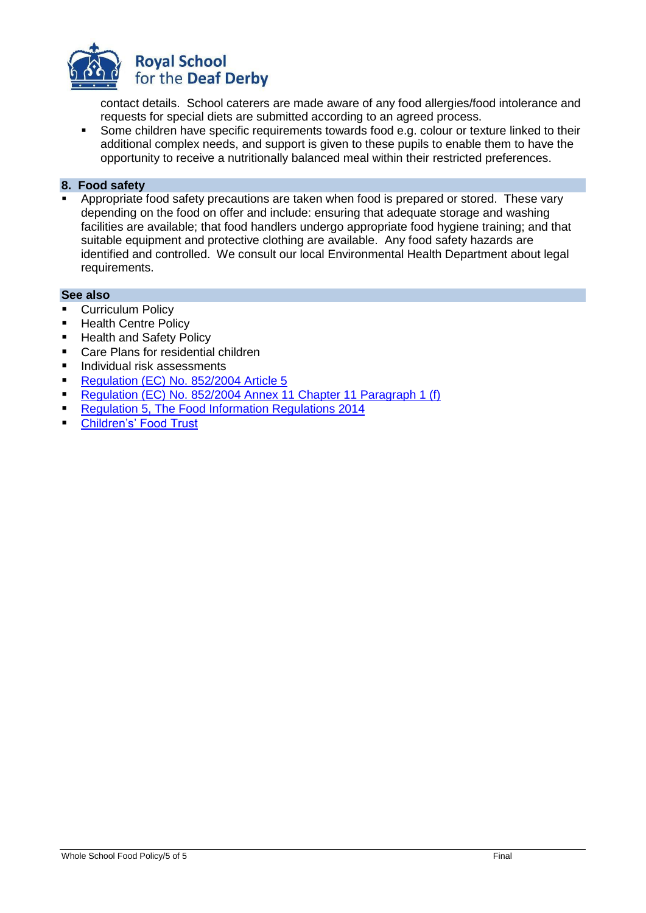contact details. School caterers are made aware of any food allergies/food intolerance and requests for special diets are submitted according to an agreed process.

- Some children have specific requirements towards food e.g. colour or texture linked to their additional complex needs, and support is given to these pupils to enable them to have the opportunity to receive a nutritionally balanced meal within their restricted preferences.

## 8. Food safety

- Appropriate food safety precautions are taken when food is prepared or stored. These vary depending on the food on offer and include: ensuring that adequate storage and washing facilities are available; that food handlers undergo appropriate food hygiene training; and that suitable equipment and protective clothing are available. Any food safety hazards are identified and controlled. We consult our local Environmental Health Department about legal requirements.

## See also

- Curriculum Policy
- Health Centre Policy
- Health and Safety Policy
- Care Plans for residential children
- Individual risk assessments
- Regulation (EC) No. 852/2004 Article 5
- Regulation (EC) No. 852/2004 Annex 11 Chapter 11 Paragraph 1 (f)
- Regulation 5, The Food Information Regulations 2014
- Children's' Food Trust